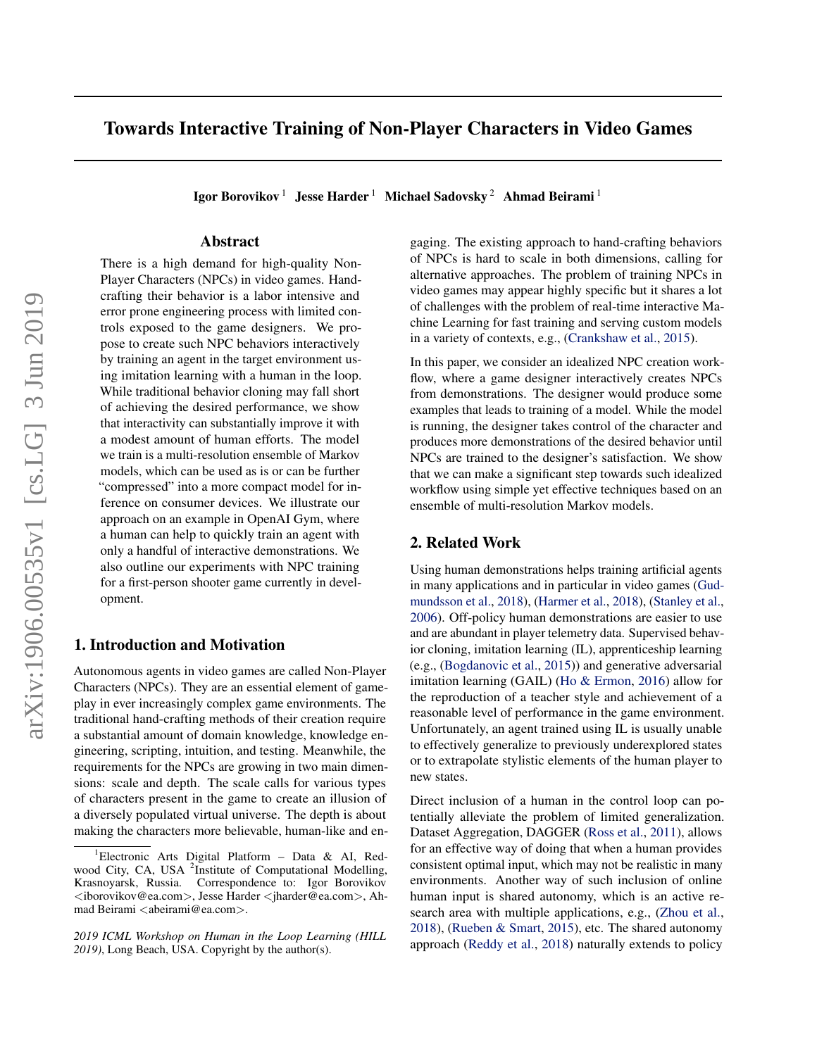# Towards Interactive Training of Non-Player Characters in Video Games

**Igor Borovikov** [1] **Jesse Harder** [1] **Michael Sadovsky** [2] **Ahmad Beirami** [1]

## Abstract

There is a high demand for high-quality Non-Player Characters (NPCs) in video games. Hand-crafting their behavior is a labor intensive and error prone engineering process with limited controls exposed to the game designers. We propose to create such NPC behaviors interactively by training an agent in the target environment using imitation learning with a human in the loop. While traditional behavior cloning may fall short of achieving the desired performance, we show that interactivity can substantially improve it with a modest amount of human efforts. The model we train is a multi-resolution ensemble of Markov models, which can be used as is or can be further "compressed" into a more compact model for inference on consumer devices. We illustrate our approach on an example in OpenAI Gym, where a human can help to quickly train an agent with only a handful of interactive demonstrations. We also outline our experiments with NPC training for a first-person shooter game currently in development.

## 1. Introduction and Motivation

Autonomous agents in video games are called Non-Player Characters (NPCs). They are an essential element of gameplay in ever increasingly complex game environments. The traditional hand-crafting methods of their creation require a substantial amount of domain knowledge, knowledge engineering, scripting, intuition, and testing. Meanwhile, the requirements for the NPCs are growing in two main dimensions: scale and depth. The scale calls for various types of characters present in the game to create an illusion of a diversely populated virtual universe. The depth is about making the characters more believable, human-like and engaging. The existing approach to hand-crafting behaviors of NPCs is hard to scale in both dimensions, calling for alternative approaches. The problem of training NPCs in video games may appear highly specific but it shares a lot of challenges with the problem of real-time interactive Machine Learning for fast training and serving custom models in a variety of contexts, e.g., (Crankshaw et al., 2015).

In this paper, we consider an idealized NPC creation workflow, where a game designer interactively creates NPCs from demonstrations. The designer would produce some examples that leads to training of a model. While the model is running, the designer takes control of the character and produces more demonstrations of the desired behavior until NPCs are trained to the designer's satisfaction. We show that we can make a significant step towards such idealized workflow using simple yet effective techniques based on an ensemble of multi-resolution Markov models.

## 2. Related Work

Using human demonstrations helps training artificial agents in many applications and in particular in video games (Gudmundsson et al., 2018), (Harmer et al., 2018), (Stanley et al., 2006). Off-policy human demonstrations are easier to use and are abundant in player telemetry data. Supervised behavior cloning, imitation learning (IL), apprenticeship learning (e.g., (Bogdanovic et al., 2015)) and generative adversarial imitation learning (GAIL) (Ho & Ermon, 2016) allow for the reproduction of a teacher style and achievement of a reasonable level of performance in the game environment. Unfortunately, an agent trained using IL is usually unable to effectively generalize to previously underexplored states or to extrapolate stylistic elements of the human player to new states.

Direct inclusion of a human in the control loop can potentially alleviate the problem of limited generalization. Dataset Aggregation, DAGGER (Ross et al., 2011), allows for an effective way of doing that when a human provides consistent optimal input, which may not be realistic in many environments. Another way of such inclusion of online human input is shared autonomy, which is an active research area with multiple applications, e.g., (Zhou et al., 2018), (Rueben & Smart, 2015), etc. The shared autonomy approach (Reddy et al., 2018) naturally extends to policy

[1] Electronic Arts Digital Platform – Data & AI, Redwood City, CA, USA [2] Institute of Computational Modelling, Krasnoyarsk, Russia. Correspondence to: Igor Borovikov <iborovikov@ea.com>, Jesse Harder <jharder@ea.com>, Ahmad Beirami <abeirami@ea.com>.

*2019 ICML Workshop on Human in the Loop Learning (HILL 2019)*, Long Beach, USA. Copyright by the author(s).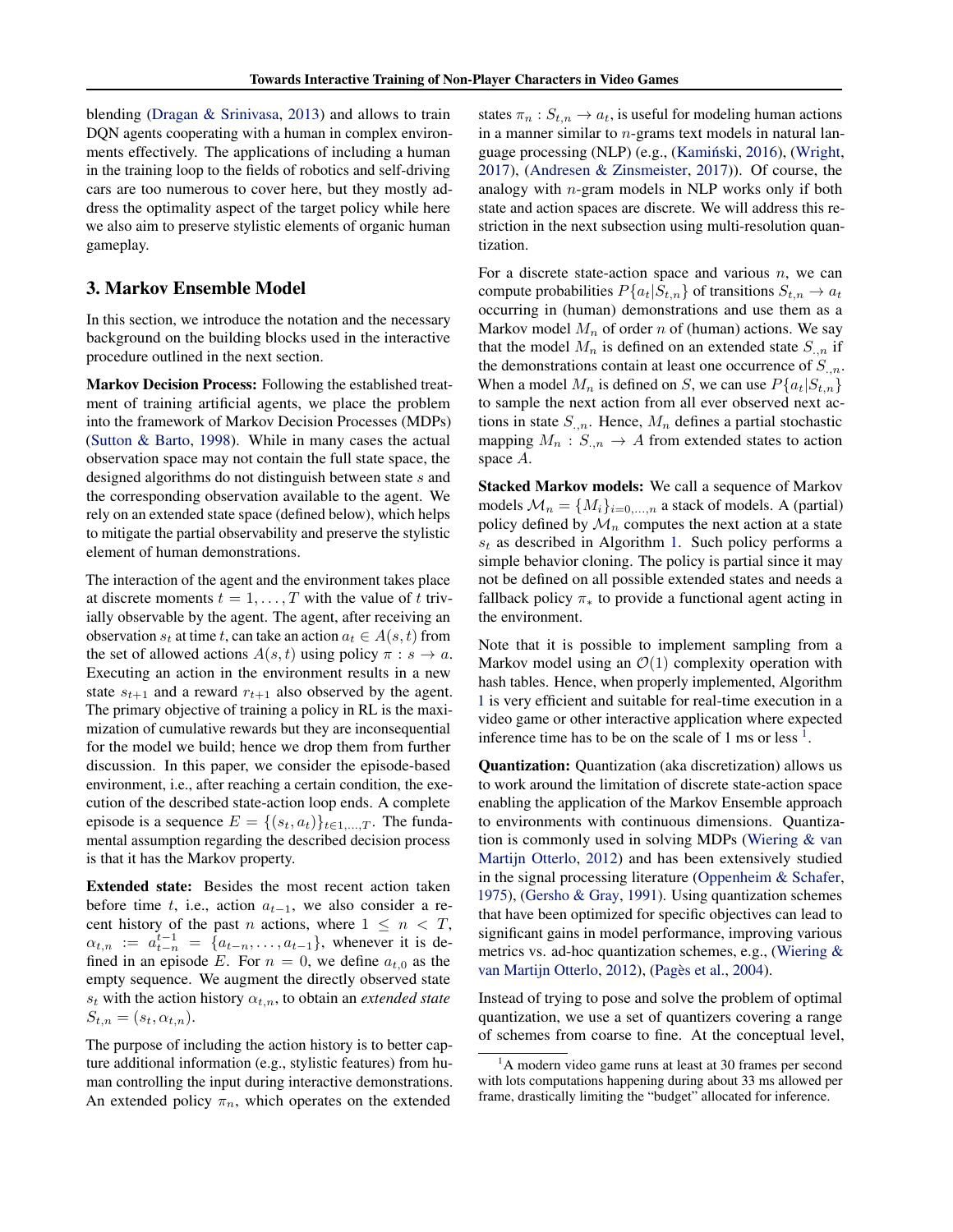blending (Dragan & Srinivasa, 2013) and allows to train DQN agents cooperating with a human in complex environments effectively. The applications of including a human in the training loop to the fields of robotics and self-driving cars are too numerous to cover here, but they mostly address the optimality aspect of the target policy while here we also aim to preserve stylistic elements of organic human gameplay.

## 3. Markov Ensemble Model

In this section, we introduce the notation and the necessary background on the building blocks used in the interactive procedure outlined in the next section.

**Markov Decision Process:** Following the established treatment of training artificial agents, we place the problem into the framework of Markov Decision Processes (MDPs) (Sutton & Barto, 1998). While in many cases the actual observation space may not contain the full state space, the designed algorithms do not distinguish between state $s$ and the corresponding observation available to the agent. We rely on an extended state space (defined below), which helps to mitigate the partial observability and preserve the stylistic element of human demonstrations.

The interaction of the agent and the environment takes place at discrete moments $t = 1, \ldots, T$ with the value of $t$ trivially observable by the agent. The agent, after receiving an observation $s_t$ at time $t$, can take an action $a_t \in A(s, t)$ from the set of allowed actions $A(s, t)$ using policy $\pi : s \rightarrow a$. Executing an action in the environment results in a new state $s_{t+1}$ and a reward $r_{t+1}$ also observed by the agent. The primary objective of training a policy in RL is the maximization of cumulative rewards but they are inconsequential for the model we build; hence we drop them from further discussion. In this paper, we consider the episode-based environment, i.e., after reaching a certain condition, the execution of the described state-action loop ends. A complete episode is a sequence $E = \{(s_t, a_t)\}_{t \in 1, \ldots, T}$. The fundamental assumption regarding the described decision process is that it has the Markov property.

**Extended state:** Besides the most recent action taken before time $t$, i.e., action $a_{t-1}$, we also consider a recent history of the past $n$ actions, where $1 \leq n < T$, $\alpha_{t,n} := a_{t-n}^{t-1} = \{a_{t-n}, \ldots, a_{t-1}\}$, whenever it is defined in an episode $E$. For $n = 0$, we define $a_{t,0}$ as the empty sequence. We augment the directly observed state $s_t$ with the action history $\alpha_{t,n}$, to obtain an *extended state* $S_{t,n} = (s_t, \alpha_{t,n})$.

The purpose of including the action history is to better capture additional information (e.g., stylistic features) from human controlling the input during interactive demonstrations. An extended policy $\pi_n$, which operates on the extended states $\pi_n : S_{t,n} \rightarrow a_t$, is useful for modeling human actions in a manner similar to $n$-grams text models in natural language processing (NLP) (e.g., (Kamiński, 2016), (Wright, 2017), (Andresen & Zinsmeister, 2017)). Of course, the analogy with $n$-gram models in NLP works only if both state and action spaces are discrete. We will address this restriction in the next subsection using multi-resolution quantization.

For a discrete state-action space and various $n$, we can compute probabilities $P\{a_t | S_{t,n}\}$ of transitions $S_{t,n} \rightarrow a_t$ occurring in (human) demonstrations and use them as a Markov model $M_n$ of order $n$ of (human) actions. We say that the model $M_n$ is defined on an extended state $S_{.,n}$ if the demonstrations contain at least one occurrence of $S_{.,n}$. When a model $M_n$ is defined on $S$, we can use $P\{a_t | S_{t,n}\}$ to sample the next action from all ever observed next actions in state $S_{.,n}$. Hence, $M_n$ defines a partial stochastic mapping $M_n : S_{.,n} \rightarrow A$ from extended states to action space $A$.

**Stacked Markov models:** We call a sequence of Markov models $\mathcal{M}_n = \{M_i\}_{i=0,\ldots,n}$ a stack of models. A (partial) policy defined by $\mathcal{M}_n$ computes the next action at a state $s_t$ as described in Algorithm 1. Such policy performs a simple behavior cloning. The policy is partial since it may not be defined on all possible extended states and needs a fallback policy $\pi_*$ to provide a functional agent acting in the environment.

Note that it is possible to implement sampling from a Markov model using an $\mathcal{O}(1)$ complexity operation with hash tables. Hence, when properly implemented, Algorithm 1 is very efficient and suitable for real-time execution in a video game or other interactive application where expected inference time has to be on the scale of 1 ms or less [1].

**Quantization:** Quantization (aka discretization) allows us to work around the limitation of discrete state-action space enabling the application of the Markov Ensemble approach to environments with continuous dimensions. Quantization is commonly used in solving MDPs (Wiering & van Martijn Otterlo, 2012) and has been extensively studied in the signal processing literature (Oppenheim & Schafer, 1975), (Gersho & Gray, 1991). Using quantization schemes that have been optimized for specific objectives can lead to significant gains in model performance, improving various metrics vs. ad-hoc quantization schemes, e.g., (Wiering & van Martijn Otterlo, 2012), (Pagès et al., 2004).

Instead of trying to pose and solve the problem of optimal quantization, we use a set of quantizers covering a range of schemes from coarse to fine. At the conceptual level,

[1] A modern video game runs at least at 30 frames per second with lots computations happening during about 33 ms allowed per frame, drastically limiting the "budget" allocated for inference.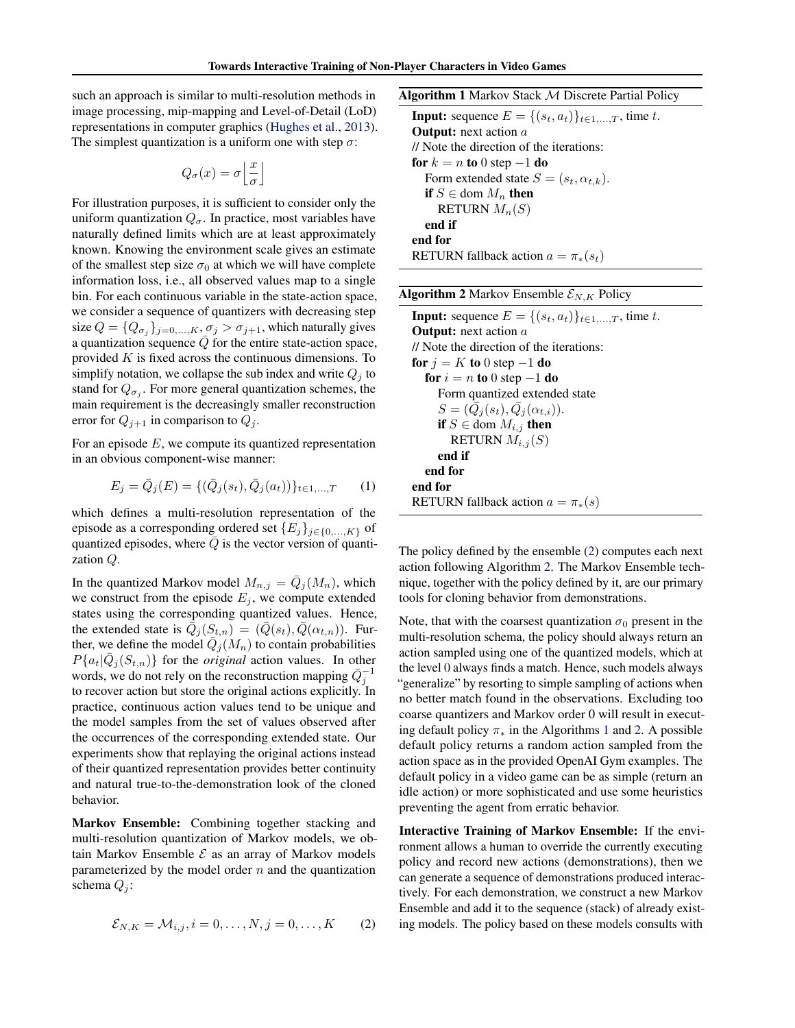such an approach is similar to multi-resolution methods in image processing, mip-mapping and Level-of-Detail (LoD) representations in computer graphics (Hughes et al., 2013). The simplest quantization is a uniform one with step $\sigma$:

$$Q_\sigma(x) = \sigma \Big\lfloor \frac{x}{\sigma} \Big\rfloor$$

For illustration purposes, it is sufficient to consider only the uniform quantization $Q_\sigma$. In practice, most variables have naturally defined limits which are at least approximately known. Knowing the environment scale gives an estimate of the smallest step size $\sigma_0$ at which we will have complete information loss, i.e., all observed values map to a single bin. For each continuous variable in the state-action space, we consider a sequence of quantizers with decreasing step size $Q = \{Q_{\sigma_j}\}_{j=0,\ldots,K}, \sigma_j > \sigma_{j+1}$, which naturally gives a quantization sequence $\bar{Q}$ for the entire state-action space, provided $K$ is fixed across the continuous dimensions. To simplify notation, we collapse the sub index and write $Q_j$ to stand for $Q_{\sigma_j}$. For more general quantization schemes, the main requirement is the decreasingly smaller reconstruction error for $Q_{j+1}$ in comparison to $Q_j$.

For an episode $E$, we compute its quantized representation in an obvious component-wise manner:

$$E_j = \bar{Q}_j(E) = \{(\bar{Q}_j(s_t), \bar{Q}_j(a_t))\}_{t \in 1,\ldots,T} \qquad (1)$$

which defines a multi-resolution representation of the episode as a corresponding ordered set $\{E_j\}_{j \in \{0,\ldots,K\}}$ of quantized episodes, where $\bar{Q}$ is the vector version of quantization $Q$.

In the quantized Markov model $M_{n,j} = \bar{Q}_j(M_n)$, which we construct from the episode $E_j$, we compute extended states using the corresponding quantized values. Hence, the extended state is $\bar{Q}_j(S_{t,n}) = (\bar{Q}(s_t), \bar{Q}(\alpha_{t,n}))$. Further, we define the model $\bar{Q}_j(M_n)$ to contain probabilities $P\{a_t | \bar{Q}_j(S_{t,n})\}$ for the *original* action values. In other words, we do not rely on the reconstruction mapping $\bar{Q}_j^{-1}$ to recover action but store the original actions explicitly. In practice, continuous action values tend to be unique and the model samples from the set of values observed after the occurrences of the corresponding extended state. Our experiments show that replaying the original actions instead of their quantized representation provides better continuity and natural true-to-the-demonstration look of the cloned behavior.

**Markov Ensemble:** Combining together stacking and multi-resolution quantization of Markov models, we obtain Markov Ensemble $\mathcal{E}$ as an array of Markov models parameterized by the model order $n$ and the quantization schema $Q_j$:

$$\mathcal{E}_{N,K} = \mathcal{M}_{i,j}, i = 0,\ldots,N, j = 0,\ldots,K \qquad (2)$$

**Algorithm 1** Markov Stack $\mathcal{M}$ Discrete Partial Policy

```
Input: sequence E = {(s_t, a_t)}_{t∈1,...,T}, time t.
Output: next action a
// Note the direction of the iterations:
for k = n to 0 step −1 do
    Form extended state S = (s_t, α_{t,k}).
    if S ∈ dom M_n then
        RETURN M_n(S)
    end if
end for
RETURN fallback action a = π_*(s_t)
```

**Algorithm 2** Markov Ensemble $\mathcal{E}_{N,K}$ Policy

```
Input: sequence E = {(s_t, a_t)}_{t∈1,...,T}, time t.
Output: next action a
// Note the direction of the iterations:
for j = K to 0 step −1 do
    for i = n to 0 step −1 do
        Form quantized extended state
        S = (Q̄_j(s_t), Q̄_j(α_{t,i})).
        if S ∈ dom M_{i,j} then
            RETURN M_{i,j}(S)
        end if
    end for
end for
RETURN fallback action a = π_*(s)
```

The policy defined by the ensemble (2) computes each next action following Algorithm 2. The Markov Ensemble technique, together with the policy defined by it, are our primary tools for cloning behavior from demonstrations.

Note, that with the coarsest quantization $\sigma_0$ present in the multi-resolution schema, the policy should always return an action sampled using one of the quantized models, which at the level 0 always finds a match. Hence, such models always "generalize" by resorting to simple sampling of actions when no better match found in the observations. Excluding too coarse quantizers and Markov order 0 will result in executing default policy $\pi_*$ in the Algorithms 1 and 2. A possible default policy returns a random action sampled from the action space as in the provided OpenAI Gym examples. The default policy in a video game can be as simple (return an idle action) or more sophisticated and use some heuristics preventing the agent from erratic behavior.

**Interactive Training of Markov Ensemble:** If the environment allows a human to override the currently executing policy and record new actions (demonstrations), then we can generate a sequence of demonstrations produced interactively. For each demonstration, we construct a new Markov Ensemble and add it to the sequence (stack) of already existing models. The policy based on these models consults with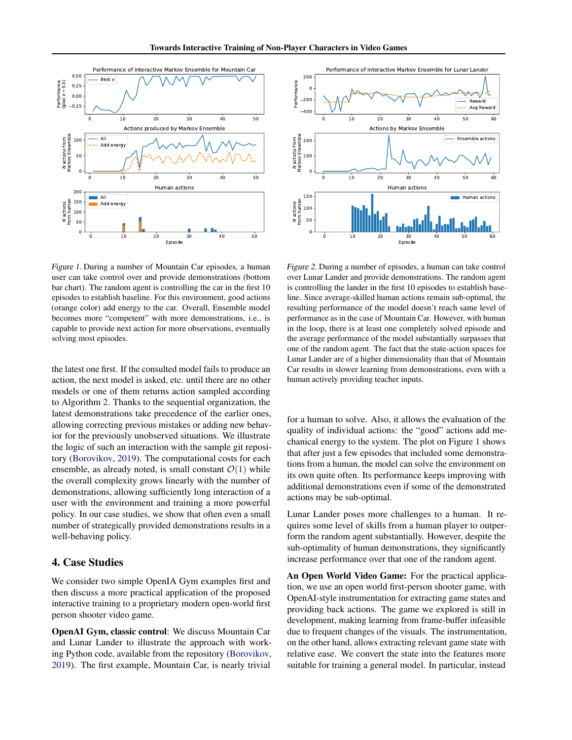*Figure 1.* During a number of Mountain Car episodes, a human user can take control over and provide demonstrations (bottom bar chart). The random agent is controlling the car in the first 10 episodes to establish baseline. For this environment, good actions (orange color) add energy to the car. Overall, Ensemble model becomes more "competent" with more demonstrations, i.e., is capable to provide next action for more observations, eventually solving most episodes.

*Figure 2.* During a number of episodes, a human can take control over Lunar Lander and provide demonstrations. The random agent is controlling the lander in the first 10 episodes to establish baseline. Since average-skilled human actions remain sub-optimal, the resulting performance of the model doesn't reach same level of performance as in the case of Mountain Car. However, with human in the loop, there is at least one completely solved episode and the average performance of the model substantially surpasses that one of the random agent. The fact that the state-action spaces for Lunar Lander are of a higher dimensionality than that of Mountain Car results in slower learning from demonstrations, even with a human actively providing teacher inputs.

the latest one first. If the consulted model fails to produce an action, the next model is asked, etc. until there are no other models or one of them returns action sampled according to Algorithm 2. Thanks to the sequential organization, the latest demonstrations take precedence of the earlier ones, allowing correcting previous mistakes or adding new behavior for the previously unobserved situations. We illustrate the logic of such an interaction with the sample git repository (Borovikov, 2019). The computational costs for each ensemble, as already noted, is small constant $\mathcal{O}(1)$ while the overall complexity grows linearly with the number of demonstrations, allowing sufficiently long interaction of a user with the environment and training a more powerful policy. In our case studies, we show that often even a small number of strategically provided demonstrations results in a well-behaving policy.

## 4. Case Studies

We consider two simple OpenIA Gym examples first and then discuss a more practical application of the proposed interactive training to a proprietary modern open-world first person shooter video game.

**OpenAI Gym, classic control**: We discuss Mountain Car and Lunar Lander to illustrate the approach with working Python code, available from the repository (Borovikov, 2019). The first example, Mountain Car, is nearly trivial for a human to solve. Also, it allows the evaluation of the quality of individual actions: the "good" actions add mechanical energy to the system. The plot on Figure 1 shows that after just a few episodes that included some demonstrations from a human, the model can solve the environment on its own quite often. Its performance keeps improving with additional demonstrations even if some of the demonstrated actions may be sub-optimal.

Lunar Lander poses more challenges to a human. It requires some level of skills from a human player to outperform the random agent substantially. However, despite the sub-optimality of human demonstrations, they significantly increase performance over that one of the random agent.

**An Open World Video Game:** For the practical application, we use an open world first-person shooter game, with OpenAI-style instrumentation for extracting game states and providing back actions. The game we explored is still in development, making learning from frame-buffer infeasible due to frequent changes of the visuals. The instrumentation, on the other hand, allows extracting relevant game state with relative ease. We convert the state into the features more suitable for training a general model. In particular, instead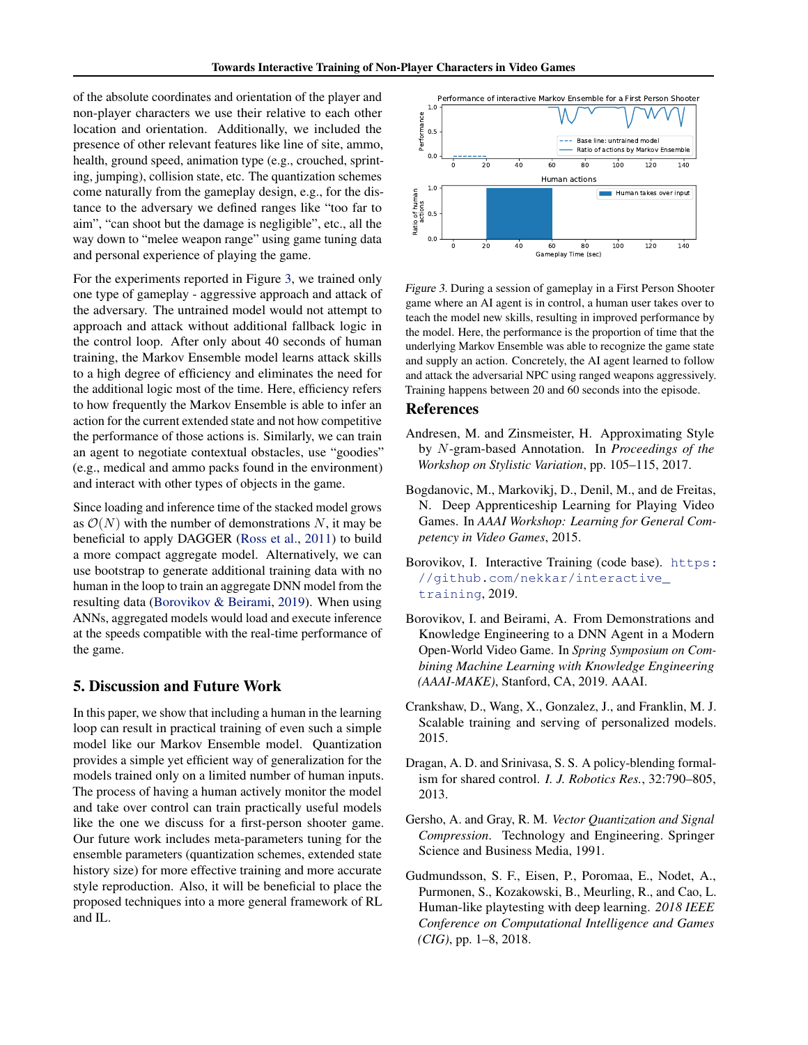of the absolute coordinates and orientation of the player and non-player characters we use their relative to each other location and orientation. Additionally, we included the presence of other relevant features like line of site, ammo, health, ground speed, animation type (e.g., crouched, sprinting, jumping), collision state, etc. The quantization schemes come naturally from the gameplay design, e.g., for the distance to the adversary we defined ranges like "too far to aim", "can shoot but the damage is negligible", etc., all the way down to "melee weapon range" using game tuning data and personal experience of playing the game.

For the experiments reported in Figure 3, we trained only one type of gameplay - aggressive approach and attack of the adversary. The untrained model would not attempt to approach and attack without additional fallback logic in the control loop. After only about 40 seconds of human training, the Markov Ensemble model learns attack skills to a high degree of efficiency and eliminates the need for the additional logic most of the time. Here, efficiency refers to how frequently the Markov Ensemble is able to infer an action for the current extended state and not how competitive the performance of those actions is. Similarly, we can train an agent to negotiate contextual obstacles, use "goodies" (e.g., medical and ammo packs found in the environment) and interact with other types of objects in the game.

Since loading and inference time of the stacked model grows as $\mathcal{O}(N)$ with the number of demonstrations $N$, it may be beneficial to apply DAGGER (Ross et al., 2011) to build a more compact aggregate model. Alternatively, we can use bootstrap to generate additional training data with no human in the loop to train an aggregate DNN model from the resulting data (Borovikov & Beirami, 2019). When using ANNs, aggregated models would load and execute inference at the speeds compatible with the real-time performance of the game.

## 5. Discussion and Future Work

In this paper, we show that including a human in the learning loop can result in practical training of even such a simple model like our Markov Ensemble model. Quantization provides a simple yet efficient way of generalization for the models trained only on a limited number of human inputs. The process of having a human actively monitor the model and take over control can train practically useful models like the one we discuss for a first-person shooter game. Our future work includes meta-parameters tuning for the ensemble parameters (quantization schemes, extended state history size) for more effective training and more accurate style reproduction. Also, it will be beneficial to place the proposed techniques into a more general framework of RL and IL.

*Figure 3.* During a session of gameplay in a First Person Shooter game where an AI agent is in control, a human user takes over to teach the model new skills, resulting in improved performance by the model. Here, the performance is the proportion of time that the underlying Markov Ensemble was able to recognize the game state and supply an action. Concretely, the AI agent learned to follow and attack the adversarial NPC using ranged weapons aggressively. Training happens between 20 and 60 seconds into the episode.

## References

Andresen, M. and Zinsmeister, H. Approximating Style by $N$-gram-based Annotation. In *Proceedings of the Workshop on Stylistic Variation*, pp. 105–115, 2017.

Bogdanovic, M., Markovikj, D., Denil, M., and de Freitas, N. Deep Apprenticeship Learning for Playing Video Games. In *AAAI Workshop: Learning for General Competency in Video Games*, 2015.

Borovikov, I. Interactive Training (code base). https://github.com/nekkar/interactive_training, 2019.

Borovikov, I. and Beirami, A. From Demonstrations and Knowledge Engineering to a DNN Agent in a Modern Open-World Video Game. In *Spring Symposium on Combining Machine Learning with Knowledge Engineering (AAAI-MAKE)*, Stanford, CA, 2019. AAAI.

Crankshaw, D., Wang, X., Gonzalez, J., and Franklin, M. J. Scalable training and serving of personalized models. 2015.

Dragan, A. D. and Srinivasa, S. S. A policy-blending formalism for shared control. *I. J. Robotics Res.*, 32:790–805, 2013.

Gersho, A. and Gray, R. M. *Vector Quantization and Signal Compression*. Technology and Engineering. Springer Science and Business Media, 1991.

Gudmundsson, S. F., Eisen, P., Poromaa, E., Nodet, A., Purmonen, S., Kozakowski, B., Meurling, R., and Cao, L. Human-like playtesting with deep learning. *2018 IEEE Conference on Computational Intelligence and Games (CIG)*, pp. 1–8, 2018.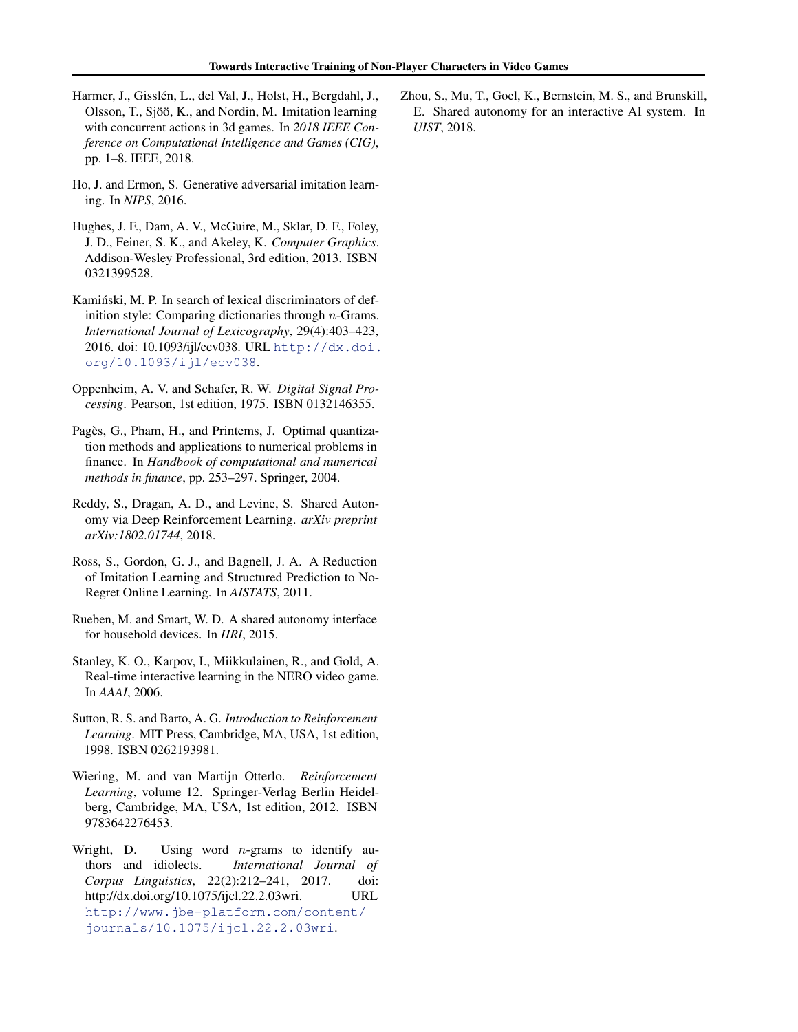Harmer, J., Gisslén, L., del Val, J., Holst, H., Bergdahl, J., Olsson, T., Sjöö, K., and Nordin, M. Imitation learning with concurrent actions in 3d games. In *2018 IEEE Conference on Computational Intelligence and Games (CIG)*, pp. 1–8. IEEE, 2018.

Ho, J. and Ermon, S. Generative adversarial imitation learning. In *NIPS*, 2016.

Hughes, J. F., Dam, A. V., McGuire, M., Sklar, D. F., Foley, J. D., Feiner, S. K., and Akeley, K. *Computer Graphics*. Addison-Wesley Professional, 3rd edition, 2013. ISBN 0321399528.

Kamiński, M. P. In search of lexical discriminators of definition style: Comparing dictionaries through $n$-Grams. *International Journal of Lexicography*, 29(4):403–423, 2016. doi: 10.1093/ijl/ecv038. URL http://dx.doi.org/10.1093/ijl/ecv038.

Oppenheim, A. V. and Schafer, R. W. *Digital Signal Processing*. Pearson, 1st edition, 1975. ISBN 0132146355.

Pagès, G., Pham, H., and Printems, J. Optimal quantization methods and applications to numerical problems in finance. In *Handbook of computational and numerical methods in finance*, pp. 253–297. Springer, 2004.

Reddy, S., Dragan, A. D., and Levine, S. Shared Autonomy via Deep Reinforcement Learning. *arXiv preprint arXiv:1802.01744*, 2018.

Ross, S., Gordon, G. J., and Bagnell, J. A. A Reduction of Imitation Learning and Structured Prediction to No-Regret Online Learning. In *AISTATS*, 2011.

Rueben, M. and Smart, W. D. A shared autonomy interface for household devices. In *HRI*, 2015.

Stanley, K. O., Karpov, I., Miikkulainen, R., and Gold, A. Real-time interactive learning in the NERO video game. In *AAAI*, 2006.

Sutton, R. S. and Barto, A. G. *Introduction to Reinforcement Learning*. MIT Press, Cambridge, MA, USA, 1st edition, 1998. ISBN 0262193981.

Wiering, M. and van Martijn Otterlo. *Reinforcement Learning*, volume 12. Springer-Verlag Berlin Heidelberg, Cambridge, MA, USA, 1st edition, 2012. ISBN 9783642276453.

Wright, D. Using word $n$-grams to identify authors and idiolects. *International Journal of Corpus Linguistics*, 22(2):212–241, 2017. doi: http://dx.doi.org/10.1075/ijcl.22.2.03wri. URL http://www.jbe-platform.com/content/journals/10.1075/ijcl.22.2.03wri.

Zhou, S., Mu, T., Goel, K., Bernstein, M. S., and Brunskill, E. Shared autonomy for an interactive AI system. In *UIST*, 2018.